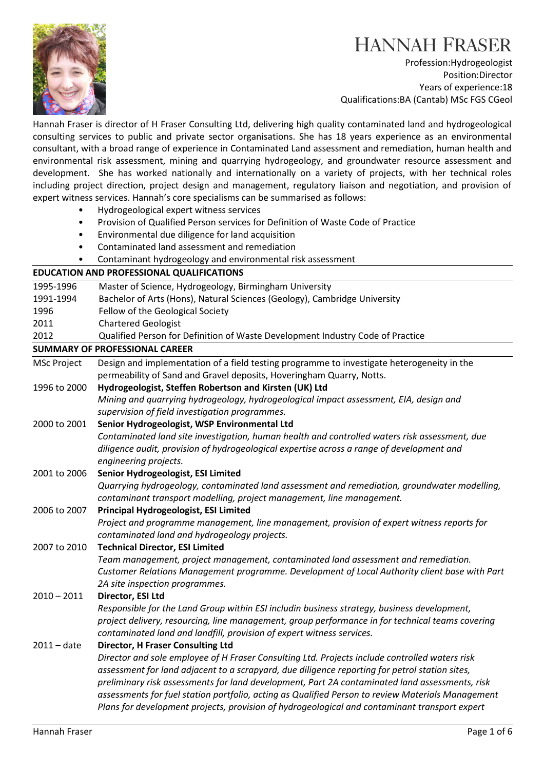# HANNAH FRASER

Profession:Hydrogeologist
Position:Director
Years of experience:18
Qualifications:BA (Cantab) MSc FGS CGeol

Hannah Fraser is director of H Fraser Consulting Ltd, delivering high quality contaminated land and hydrogeological consulting services to public and private sector organisations. She has 18 years experience as an environmental consultant, with a broad range of experience in Contaminated Land assessment and remediation, human health and environmental risk assessment, mining and quarrying hydrogeology, and groundwater resource assessment and development. She has worked nationally and internationally on a variety of projects, with her technical roles including project direction, project design and management, regulatory liaison and negotiation, and provision of expert witness services. Hannah's core specialisms can be summarised as follows:

- Hydrogeological expert witness services
- Provision of Qualified Person services for Definition of Waste Code of Practice
- Environmental due diligence for land acquisition
- Contaminated land assessment and remediation
- Contaminant hydrogeology and environmental risk assessment

## EDUCATION AND PROFESSIONAL QUALIFICATIONS

| | |
|---|---|
| 1995-1996 | Master of Science, Hydrogeology, Birmingham University |
| 1991-1994 | Bachelor of Arts (Hons), Natural Sciences (Geology), Cambridge University |
| 1996 | Fellow of the Geological Society |
| 2011 | Chartered Geologist |
| 2012 | Qualified Person for Definition of Waste Development Industry Code of Practice |

## SUMMARY OF PROFESSIONAL CAREER

| | |
|---|---|
| MSc Project | Design and implementation of a field testing programme to investigate heterogeneity in the permeability of Sand and Gravel deposits, Hoveringham Quarry, Notts. |
| 1996 to 2000 | **Hydrogeologist, Steffen Robertson and Kirsten (UK) Ltd** *Mining and quarrying hydrogeology, hydrogeological impact assessment, EIA, design and supervision of field investigation programmes.* |
| 2000 to 2001 | **Senior Hydrogeologist, WSP Environmental Ltd** *Contaminated land site investigation, human health and controlled waters risk assessment, due diligence audit, provision of hydrogeological expertise across a range of development and engineering projects.* |
| 2001 to 2006 | **Senior Hydrogeologist, ESI Limited** *Quarrying hydrogeology, contaminated land assessment and remediation, groundwater modelling, contaminant transport modelling, project management, line management.* |
| 2006 to 2007 | **Principal Hydrogeologist, ESI Limited** *Project and programme management, line management, provision of expert witness reports for contaminated land and hydrogeology projects.* |
| 2007 to 2010 | **Technical Director, ESI Limited** *Team management, project management, contaminated land assessment and remediation. Customer Relations Management programme. Development of Local Authority client base with Part 2A site inspection programmes.* |
| 2010 – 2011 | **Director, ESI Ltd** *Responsible for the Land Group within ESI includin business strategy, business development, project delivery, resourcing, line management, group performance in for technical teams covering contaminated land and landfill, provision of expert witness services.* |
| 2011 – date | **Director, H Fraser Consulting Ltd** *Director and sole employee of H Fraser Consulting Ltd. Projects include controlled waters risk assessment for land adjacent to a scrapyard, due diligence reporting for petrol station sites, preliminary risk assessments for land development, Part 2A contaminated land assessments, risk assessments for fuel station portfolio, acting as Qualified Person to review Materials Management Plans for development projects, provision of hydrogeological and contaminant transport expert* |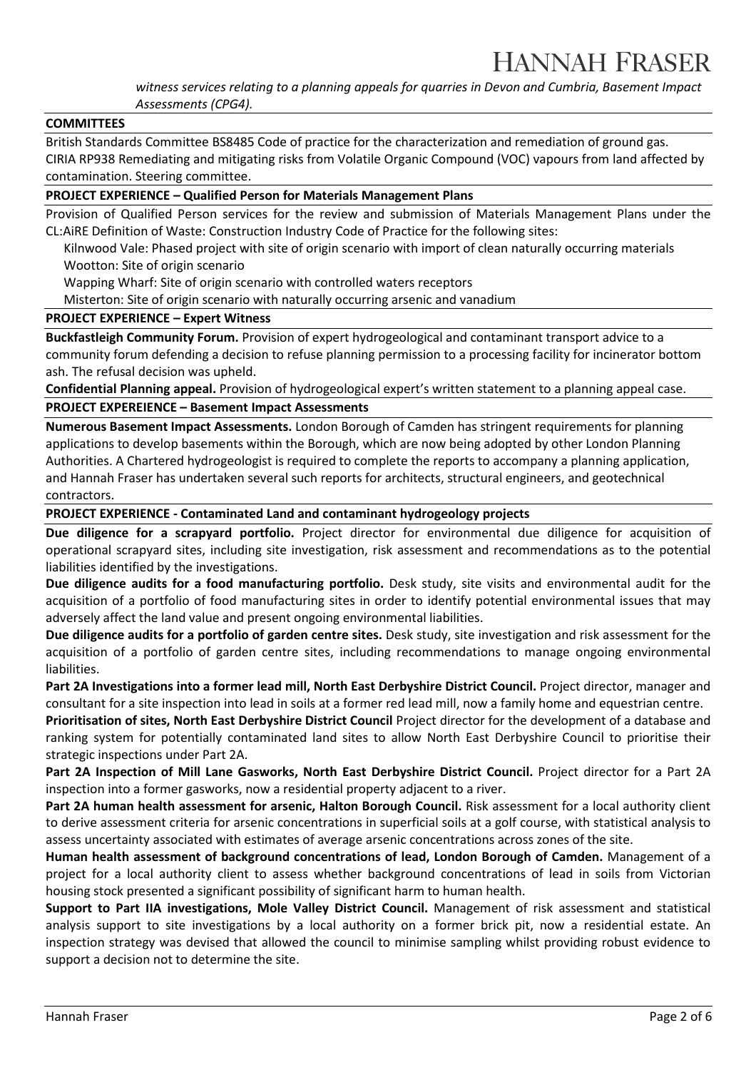*witness services relating to a planning appeals for quarries in Devon and Cumbria, Basement Impact Assessments (CPG4).*

**COMMITTEES**

British Standards Committee BS8485 Code of practice for the characterization and remediation of ground gas.
CIRIA RP938 Remediating and mitigating risks from Volatile Organic Compound (VOC) vapours from land affected by contamination. Steering committee.

**PROJECT EXPERIENCE – Qualified Person for Materials Management Plans**

Provision of Qualified Person services for the review and submission of Materials Management Plans under the CL:AiRE Definition of Waste: Construction Industry Code of Practice for the following sites:

- Kilnwood Vale: Phased project with site of origin scenario with import of clean naturally occurring materials
- Wootton: Site of origin scenario
- Wapping Wharf: Site of origin scenario with controlled waters receptors
- Misterton: Site of origin scenario with naturally occurring arsenic and vanadium

**PROJECT EXPERIENCE – Expert Witness**

**Buckfastleigh Community Forum.** Provision of expert hydrogeological and contaminant transport advice to a community forum defending a decision to refuse planning permission to a processing facility for incinerator bottom ash. The refusal decision was upheld.

**Confidential Planning appeal.** Provision of hydrogeological expert's written statement to a planning appeal case.

**PROJECT EXPEREIENCE – Basement Impact Assessments**

**Numerous Basement Impact Assessments.** London Borough of Camden has stringent requirements for planning applications to develop basements within the Borough, which are now being adopted by other London Planning Authorities. A Chartered hydrogeologist is required to complete the reports to accompany a planning application, and Hannah Fraser has undertaken several such reports for architects, structural engineers, and geotechnical contractors.

**PROJECT EXPERIENCE - Contaminated Land and contaminant hydrogeology projects**

**Due diligence for a scrapyard portfolio.** Project director for environmental due diligence for acquisition of operational scrapyard sites, including site investigation, risk assessment and recommendations as to the potential liabilities identified by the investigations.

**Due diligence audits for a food manufacturing portfolio.** Desk study, site visits and environmental audit for the acquisition of a portfolio of food manufacturing sites in order to identify potential environmental issues that may adversely affect the land value and present ongoing environmental liabilities.

**Due diligence audits for a portfolio of garden centre sites.** Desk study, site investigation and risk assessment for the acquisition of a portfolio of garden centre sites, including recommendations to manage ongoing environmental liabilities.

**Part 2A Investigations into a former lead mill, North East Derbyshire District Council.** Project director, manager and consultant for a site inspection into lead in soils at a former red lead mill, now a family home and equestrian centre.

**Prioritisation of sites, North East Derbyshire District Council** Project director for the development of a database and ranking system for potentially contaminated land sites to allow North East Derbyshire Council to prioritise their strategic inspections under Part 2A.

**Part 2A Inspection of Mill Lane Gasworks, North East Derbyshire District Council.** Project director for a Part 2A inspection into a former gasworks, now a residential property adjacent to a river.

**Part 2A human health assessment for arsenic, Halton Borough Council.** Risk assessment for a local authority client to derive assessment criteria for arsenic concentrations in superficial soils at a golf course, with statistical analysis to assess uncertainty associated with estimates of average arsenic concentrations across zones of the site.

**Human health assessment of background concentrations of lead, London Borough of Camden.** Management of a project for a local authority client to assess whether background concentrations of lead in soils from Victorian housing stock presented a significant possibility of significant harm to human health.

**Support to Part IIA investigations, Mole Valley District Council.** Management of risk assessment and statistical analysis support to site investigations by a local authority on a former brick pit, now a residential estate. An inspection strategy was devised that allowed the council to minimise sampling whilst providing robust evidence to support a decision not to determine the site.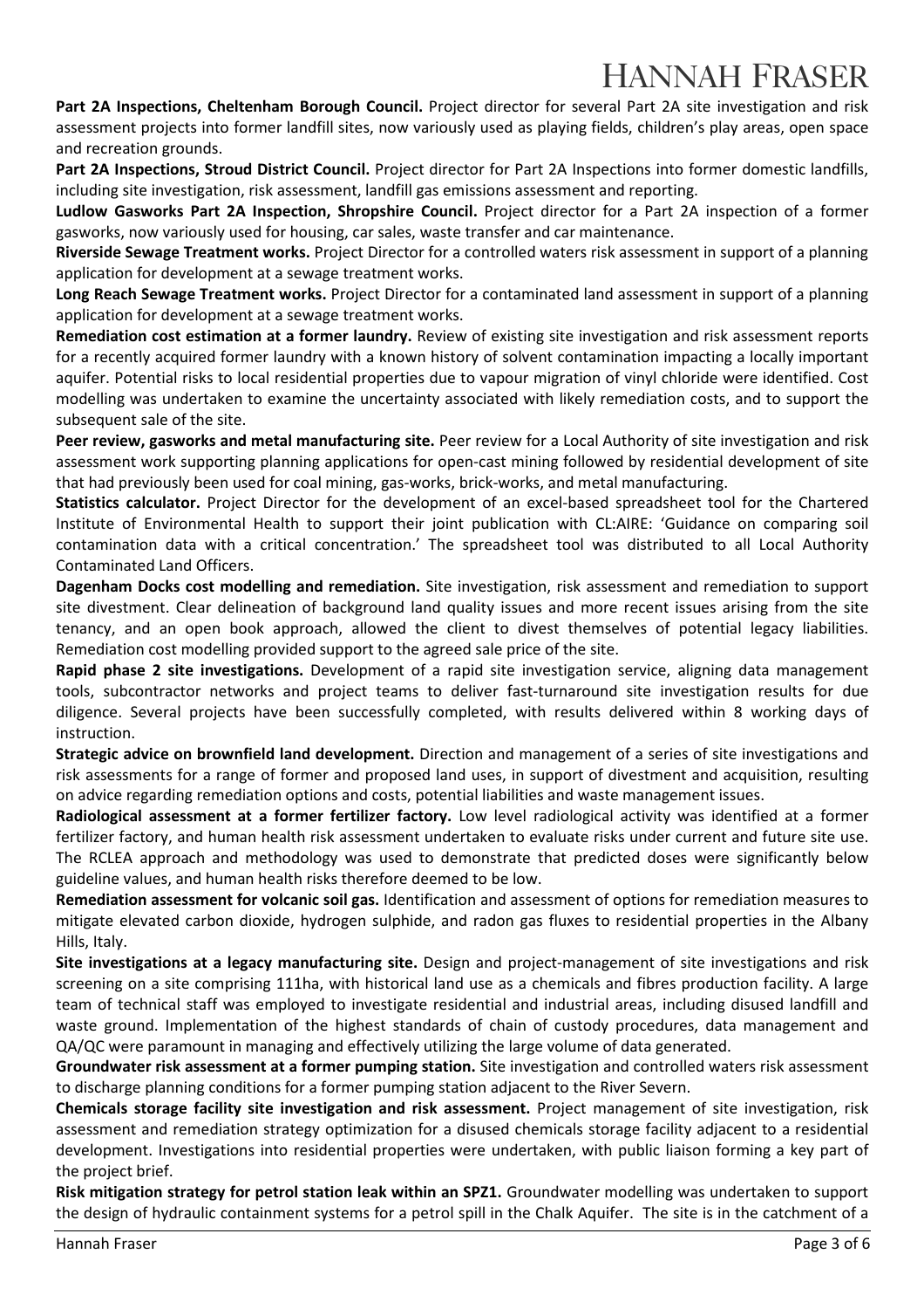**Part 2A Inspections, Cheltenham Borough Council.** Project director for several Part 2A site investigation and risk assessment projects into former landfill sites, now variously used as playing fields, children's play areas, open space and recreation grounds.

**Part 2A Inspections, Stroud District Council.** Project director for Part 2A Inspections into former domestic landfills, including site investigation, risk assessment, landfill gas emissions assessment and reporting.

**Ludlow Gasworks Part 2A Inspection, Shropshire Council.** Project director for a Part 2A inspection of a former gasworks, now variously used for housing, car sales, waste transfer and car maintenance.

**Riverside Sewage Treatment works.** Project Director for a controlled waters risk assessment in support of a planning application for development at a sewage treatment works.

**Long Reach Sewage Treatment works.** Project Director for a contaminated land assessment in support of a planning application for development at a sewage treatment works.

**Remediation cost estimation at a former laundry.** Review of existing site investigation and risk assessment reports for a recently acquired former laundry with a known history of solvent contamination impacting a locally important aquifer. Potential risks to local residential properties due to vapour migration of vinyl chloride were identified. Cost modelling was undertaken to examine the uncertainty associated with likely remediation costs, and to support the subsequent sale of the site.

**Peer review, gasworks and metal manufacturing site.** Peer review for a Local Authority of site investigation and risk assessment work supporting planning applications for open-cast mining followed by residential development of site that had previously been used for coal mining, gas-works, brick-works, and metal manufacturing.

**Statistics calculator.** Project Director for the development of an excel-based spreadsheet tool for the Chartered Institute of Environmental Health to support their joint publication with CL:AIRE: 'Guidance on comparing soil contamination data with a critical concentration.' The spreadsheet tool was distributed to all Local Authority Contaminated Land Officers.

**Dagenham Docks cost modelling and remediation.** Site investigation, risk assessment and remediation to support site divestment. Clear delineation of background land quality issues and more recent issues arising from the site tenancy, and an open book approach, allowed the client to divest themselves of potential legacy liabilities. Remediation cost modelling provided support to the agreed sale price of the site.

**Rapid phase 2 site investigations.** Development of a rapid site investigation service, aligning data management tools, subcontractor networks and project teams to deliver fast-turnaround site investigation results for due diligence. Several projects have been successfully completed, with results delivered within 8 working days of instruction.

**Strategic advice on brownfield land development.** Direction and management of a series of site investigations and risk assessments for a range of former and proposed land uses, in support of divestment and acquisition, resulting on advice regarding remediation options and costs, potential liabilities and waste management issues.

**Radiological assessment at a former fertilizer factory.** Low level radiological activity was identified at a former fertilizer factory, and human health risk assessment undertaken to evaluate risks under current and future site use. The RCLEA approach and methodology was used to demonstrate that predicted doses were significantly below guideline values, and human health risks therefore deemed to be low.

**Remediation assessment for volcanic soil gas.** Identification and assessment of options for remediation measures to mitigate elevated carbon dioxide, hydrogen sulphide, and radon gas fluxes to residential properties in the Albany Hills, Italy.

**Site investigations at a legacy manufacturing site.** Design and project-management of site investigations and risk screening on a site comprising 111ha, with historical land use as a chemicals and fibres production facility. A large team of technical staff was employed to investigate residential and industrial areas, including disused landfill and waste ground. Implementation of the highest standards of chain of custody procedures, data management and QA/QC were paramount in managing and effectively utilizing the large volume of data generated.

**Groundwater risk assessment at a former pumping station.** Site investigation and controlled waters risk assessment to discharge planning conditions for a former pumping station adjacent to the River Severn.

**Chemicals storage facility site investigation and risk assessment.** Project management of site investigation, risk assessment and remediation strategy optimization for a disused chemicals storage facility adjacent to a residential development. Investigations into residential properties were undertaken, with public liaison forming a key part of the project brief.

**Risk mitigation strategy for petrol station leak within an SPZ1.** Groundwater modelling was undertaken to support the design of hydraulic containment systems for a petrol spill in the Chalk Aquifer. The site is in the catchment of a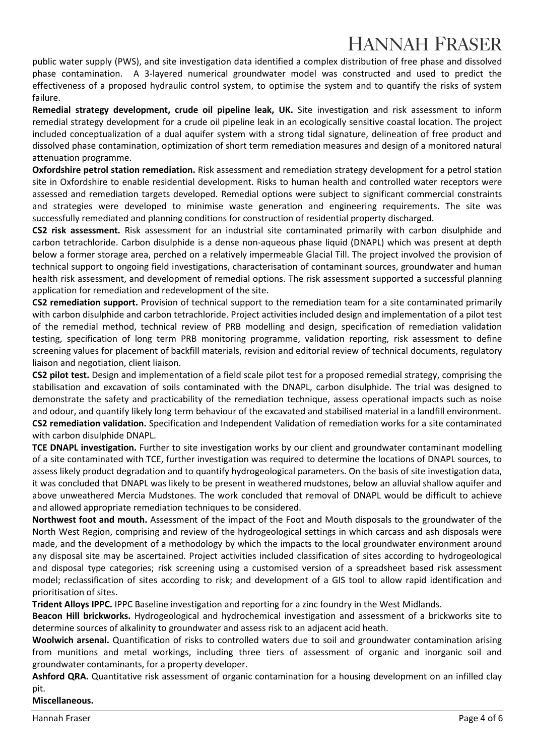public water supply (PWS), and site investigation data identified a complex distribution of free phase and dissolved phase contamination. A 3-layered numerical groundwater model was constructed and used to predict the effectiveness of a proposed hydraulic control system, to optimise the system and to quantify the risks of system failure.

**Remedial strategy development, crude oil pipeline leak, UK.** Site investigation and risk assessment to inform remedial strategy development for a crude oil pipeline leak in an ecologically sensitive coastal location. The project included conceptualization of a dual aquifer system with a strong tidal signature, delineation of free product and dissolved phase contamination, optimization of short term remediation measures and design of a monitored natural attenuation programme.

**Oxfordshire petrol station remediation.** Risk assessment and remediation strategy development for a petrol station site in Oxfordshire to enable residential development. Risks to human health and controlled water receptors were assessed and remediation targets developed. Remedial options were subject to significant commercial constraints and strategies were developed to minimise waste generation and engineering requirements. The site was successfully remediated and planning conditions for construction of residential property discharged.

**CS2 risk assessment.** Risk assessment for an industrial site contaminated primarily with carbon disulphide and carbon tetrachloride. Carbon disulphide is a dense non-aqueous phase liquid (DNAPL) which was present at depth below a former storage area, perched on a relatively impermeable Glacial Till. The project involved the provision of technical support to ongoing field investigations, characterisation of contaminant sources, groundwater and human health risk assessment, and development of remedial options. The risk assessment supported a successful planning application for remediation and redevelopment of the site.

**CS2 remediation support.** Provision of technical support to the remediation team for a site contaminated primarily with carbon disulphide and carbon tetrachloride. Project activities included design and implementation of a pilot test of the remedial method, technical review of PRB modelling and design, specification of remediation validation testing, specification of long term PRB monitoring programme, validation reporting, risk assessment to define screening values for placement of backfill materials, revision and editorial review of technical documents, regulatory liaison and negotiation, client liaison.

**CS2 pilot test.** Design and implementation of a field scale pilot test for a proposed remedial strategy, comprising the stabilisation and excavation of soils contaminated with the DNAPL, carbon disulphide. The trial was designed to demonstrate the safety and practicability of the remediation technique, assess operational impacts such as noise and odour, and quantify likely long term behaviour of the excavated and stabilised material in a landfill environment.

**CS2 remediation validation.** Specification and Independent Validation of remediation works for a site contaminated with carbon disulphide DNAPL.

**TCE DNAPL investigation.** Further to site investigation works by our client and groundwater contaminant modelling of a site contaminated with TCE, further investigation was required to determine the locations of DNAPL sources, to assess likely product degradation and to quantify hydrogeological parameters. On the basis of site investigation data, it was concluded that DNAPL was likely to be present in weathered mudstones, below an alluvial shallow aquifer and above unweathered Mercia Mudstones. The work concluded that removal of DNAPL would be difficult to achieve and allowed appropriate remediation techniques to be considered.

**Northwest foot and mouth.** Assessment of the impact of the Foot and Mouth disposals to the groundwater of the North West Region, comprising and review of the hydrogeological settings in which carcass and ash disposals were made, and the development of a methodology by which the impacts to the local groundwater environment around any disposal site may be ascertained. Project activities included classification of sites according to hydrogeological and disposal type categories; risk screening using a customised version of a spreadsheet based risk assessment model; reclassification of sites according to risk; and development of a GIS tool to allow rapid identification and prioritisation of sites.

**Trident Alloys IPPC.** IPPC Baseline investigation and reporting for a zinc foundry in the West Midlands.

**Beacon Hill brickworks.** Hydrogeological and hydrochemical investigation and assessment of a brickworks site to determine sources of alkalinity to groundwater and assess risk to an adjacent acid heath.

**Woolwich arsenal.** Quantification of risks to controlled waters due to soil and groundwater contamination arising from munitions and metal workings, including three tiers of assessment of organic and inorganic soil and groundwater contaminants, for a property developer.

**Ashford QRA.** Quantitative risk assessment of organic contamination for a housing development on an infilled clay pit.

**Miscellaneous.**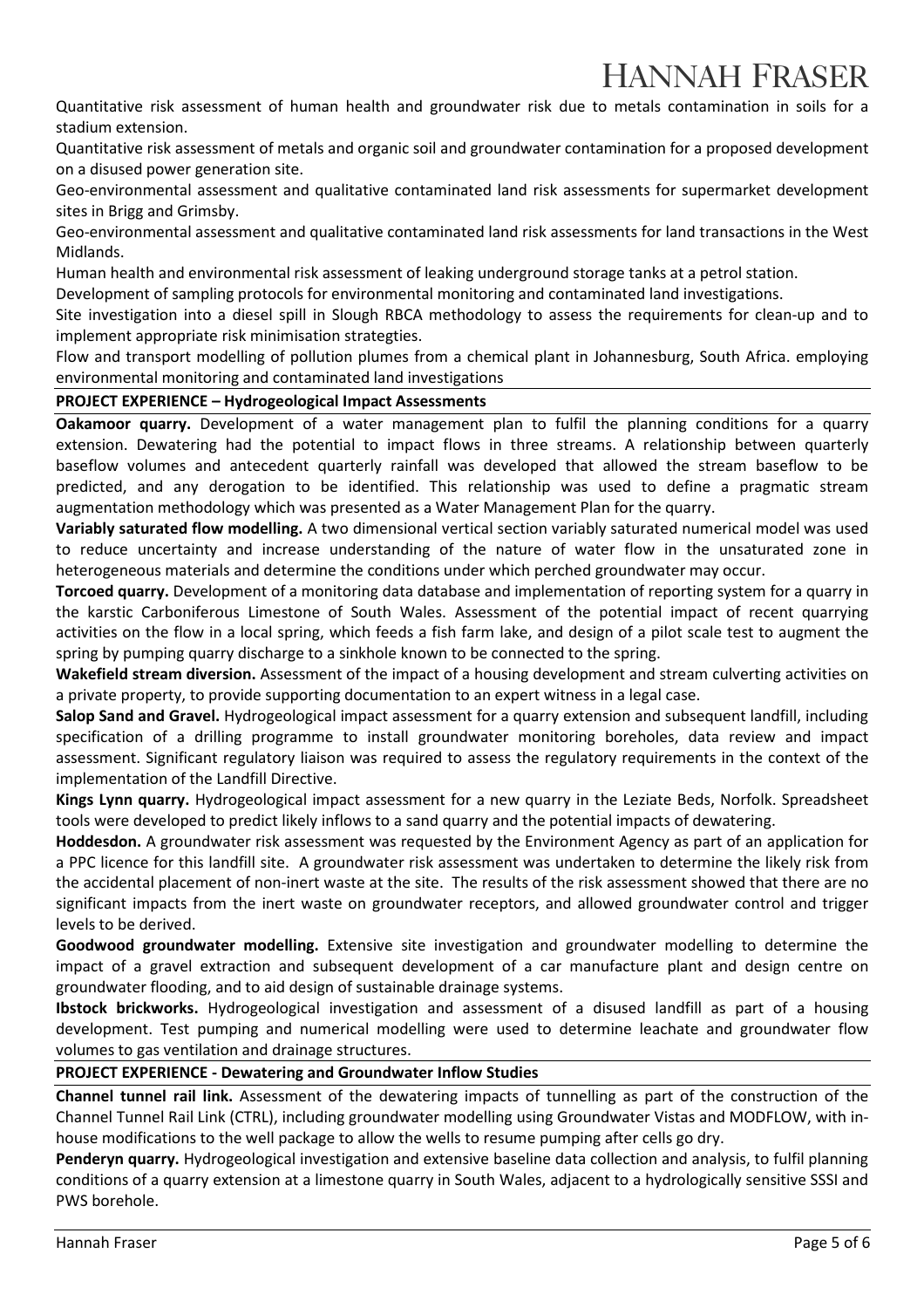Quantitative risk assessment of human health and groundwater risk due to metals contamination in soils for a stadium extension.

Quantitative risk assessment of metals and organic soil and groundwater contamination for a proposed development on a disused power generation site.

Geo-environmental assessment and qualitative contaminated land risk assessments for supermarket development sites in Brigg and Grimsby.

Geo-environmental assessment and qualitative contaminated land risk assessments for land transactions in the West Midlands.

Human health and environmental risk assessment of leaking underground storage tanks at a petrol station.

Development of sampling protocols for environmental monitoring and contaminated land investigations.

Site investigation into a diesel spill in Slough RBCA methodology to assess the requirements for clean-up and to implement appropriate risk minimisation strategties.

Flow and transport modelling of pollution plumes from a chemical plant in Johannesburg, South Africa. employing environmental monitoring and contaminated land investigations

**PROJECT EXPERIENCE – Hydrogeological Impact Assessments**

**Oakamoor quarry.** Development of a water management plan to fulfil the planning conditions for a quarry extension. Dewatering had the potential to impact flows in three streams. A relationship between quarterly baseflow volumes and antecedent quarterly rainfall was developed that allowed the stream baseflow to be predicted, and any derogation to be identified. This relationship was used to define a pragmatic stream augmentation methodology which was presented as a Water Management Plan for the quarry.

**Variably saturated flow modelling.** A two dimensional vertical section variably saturated numerical model was used to reduce uncertainty and increase understanding of the nature of water flow in the unsaturated zone in heterogeneous materials and determine the conditions under which perched groundwater may occur.

**Torcoed quarry.** Development of a monitoring data database and implementation of reporting system for a quarry in the karstic Carboniferous Limestone of South Wales. Assessment of the potential impact of recent quarrying activities on the flow in a local spring, which feeds a fish farm lake, and design of a pilot scale test to augment the spring by pumping quarry discharge to a sinkhole known to be connected to the spring.

**Wakefield stream diversion.** Assessment of the impact of a housing development and stream culverting activities on a private property, to provide supporting documentation to an expert witness in a legal case.

**Salop Sand and Gravel.** Hydrogeological impact assessment for a quarry extension and subsequent landfill, including specification of a drilling programme to install groundwater monitoring boreholes, data review and impact assessment. Significant regulatory liaison was required to assess the regulatory requirements in the context of the implementation of the Landfill Directive.

**Kings Lynn quarry.** Hydrogeological impact assessment for a new quarry in the Leziate Beds, Norfolk. Spreadsheet tools were developed to predict likely inflows to a sand quarry and the potential impacts of dewatering.

**Hoddesdon.** A groundwater risk assessment was requested by the Environment Agency as part of an application for a PPC licence for this landfill site. A groundwater risk assessment was undertaken to determine the likely risk from the accidental placement of non-inert waste at the site. The results of the risk assessment showed that there are no significant impacts from the inert waste on groundwater receptors, and allowed groundwater control and trigger levels to be derived.

**Goodwood groundwater modelling.** Extensive site investigation and groundwater modelling to determine the impact of a gravel extraction and subsequent development of a car manufacture plant and design centre on groundwater flooding, and to aid design of sustainable drainage systems.

**Ibstock brickworks.** Hydrogeological investigation and assessment of a disused landfill as part of a housing development. Test pumping and numerical modelling were used to determine leachate and groundwater flow volumes to gas ventilation and drainage structures.

**PROJECT EXPERIENCE - Dewatering and Groundwater Inflow Studies**

**Channel tunnel rail link.** Assessment of the dewatering impacts of tunnelling as part of the construction of the Channel Tunnel Rail Link (CTRL), including groundwater modelling using Groundwater Vistas and MODFLOW, with in-house modifications to the well package to allow the wells to resume pumping after cells go dry.

**Penderyn quarry.** Hydrogeological investigation and extensive baseline data collection and analysis, to fulfil planning conditions of a quarry extension at a limestone quarry in South Wales, adjacent to a hydrologically sensitive SSSI and PWS borehole.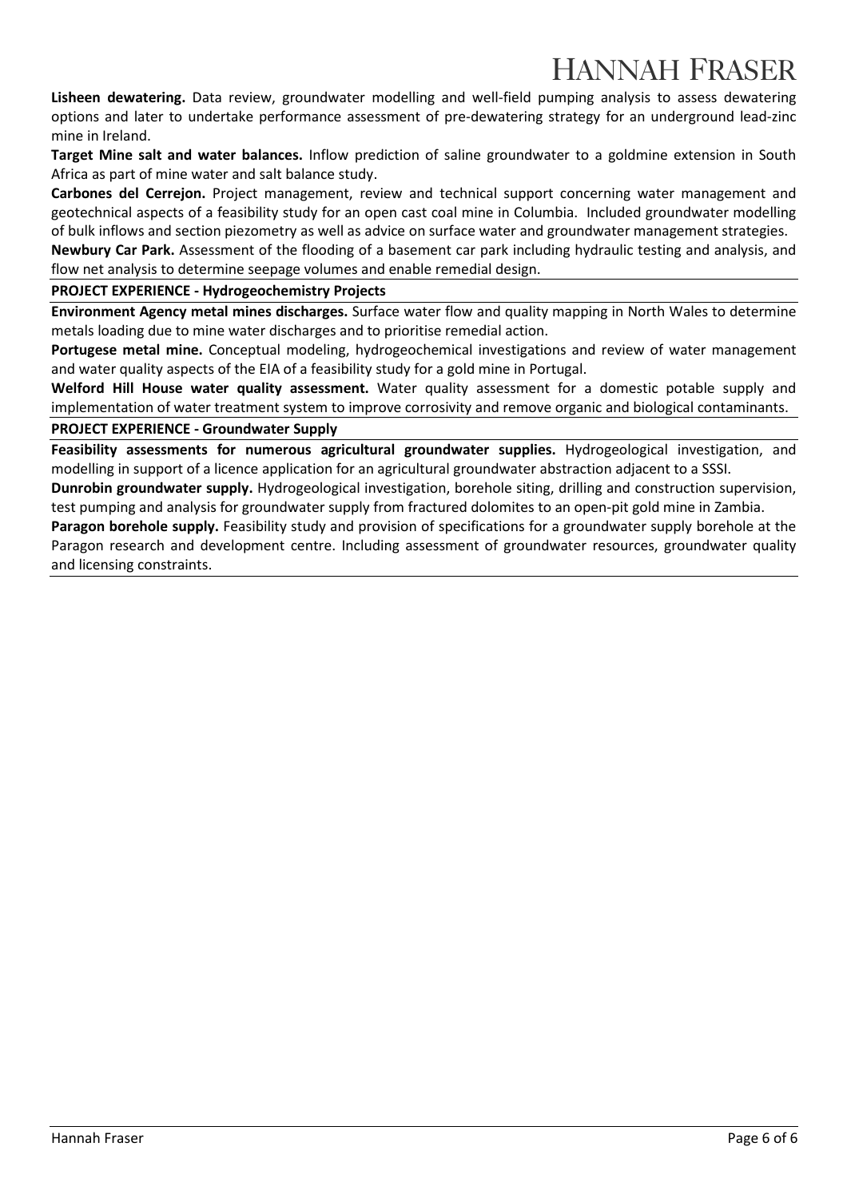**Lisheen dewatering.** Data review, groundwater modelling and well-field pumping analysis to assess dewatering options and later to undertake performance assessment of pre-dewatering strategy for an underground lead-zinc mine in Ireland.

**Target Mine salt and water balances.** Inflow prediction of saline groundwater to a goldmine extension in South Africa as part of mine water and salt balance study.

**Carbones del Cerrejon.** Project management, review and technical support concerning water management and geotechnical aspects of a feasibility study for an open cast coal mine in Columbia. Included groundwater modelling of bulk inflows and section piezometry as well as advice on surface water and groundwater management strategies.

**Newbury Car Park.** Assessment of the flooding of a basement car park including hydraulic testing and analysis, and flow net analysis to determine seepage volumes and enable remedial design.

**PROJECT EXPERIENCE - Hydrogeochemistry Projects**

**Environment Agency metal mines discharges.** Surface water flow and quality mapping in North Wales to determine metals loading due to mine water discharges and to prioritise remedial action.

**Portugese metal mine.** Conceptual modeling, hydrogeochemical investigations and review of water management and water quality aspects of the EIA of a feasibility study for a gold mine in Portugal.

**Welford Hill House water quality assessment.** Water quality assessment for a domestic potable supply and implementation of water treatment system to improve corrosivity and remove organic and biological contaminants.

**PROJECT EXPERIENCE - Groundwater Supply**

**Feasibility assessments for numerous agricultural groundwater supplies.** Hydrogeological investigation, and modelling in support of a licence application for an agricultural groundwater abstraction adjacent to a SSSI.

**Dunrobin groundwater supply.** Hydrogeological investigation, borehole siting, drilling and construction supervision, test pumping and analysis for groundwater supply from fractured dolomites to an open-pit gold mine in Zambia.

**Paragon borehole supply.** Feasibility study and provision of specifications for a groundwater supply borehole at the Paragon research and development centre. Including assessment of groundwater resources, groundwater quality and licensing constraints.